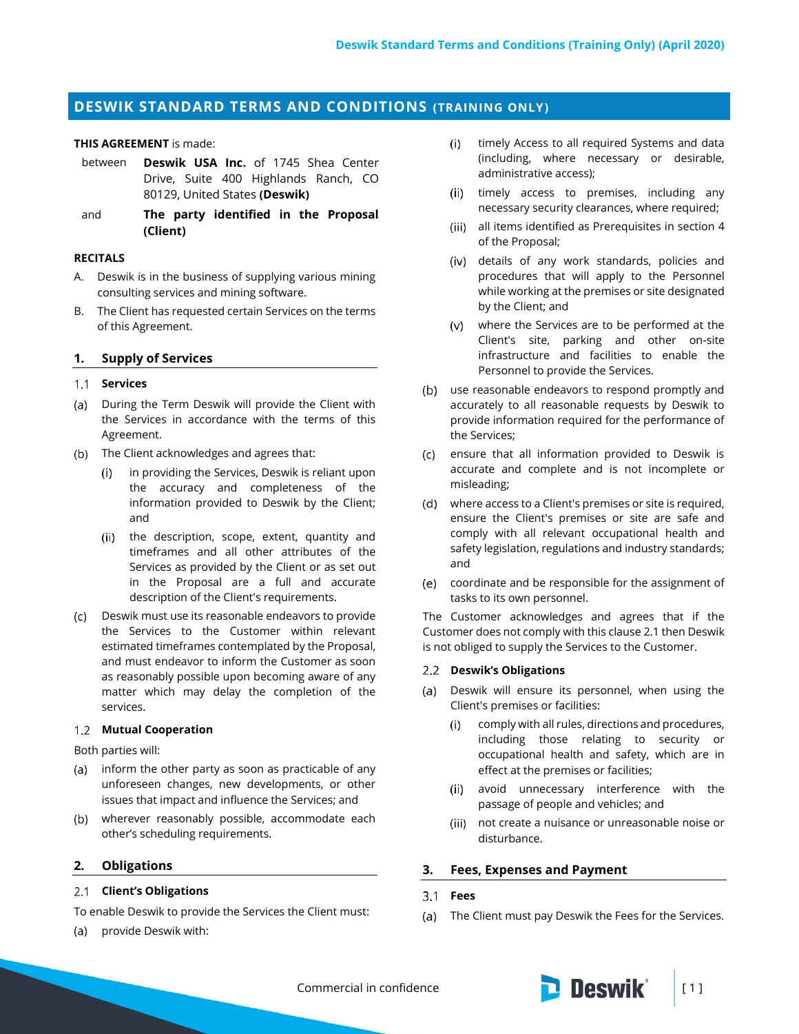# DESWIK STANDARD TERMS AND CONDITIONS (TRAINING ONLY)

**THIS AGREEMENT** is made:

between **Deswik USA Inc.** of 1745 Shea Center Drive, Suite 400 Highlands Ranch, CO 80129, United States **(Deswik)**

and **The party identified in the Proposal (Client)**

**RECITALS**

A. Deswik is in the business of supplying various mining consulting services and mining software.

B. The Client has requested certain Services on the terms of this Agreement.

## 1. Supply of Services

### 1.1 Services

(a) During the Term Deswik will provide the Client with the Services in accordance with the terms of this Agreement.

(b) The Client acknowledges and agrees that:

   (i) in providing the Services, Deswik is reliant upon the accuracy and completeness of the information provided to Deswik by the Client; and

   (ii) the description, scope, extent, quantity and timeframes and all other attributes of the Services as provided by the Client or as set out in the Proposal are a full and accurate description of the Client's requirements.

(c) Deswik must use its reasonable endeavors to provide the Services to the Customer within relevant estimated timeframes contemplated by the Proposal, and must endeavor to inform the Customer as soon as reasonably possible upon becoming aware of any matter which may delay the completion of the services.

### 1.2 Mutual Cooperation

Both parties will:

(a) inform the other party as soon as practicable of any unforeseen changes, new developments, or other issues that impact and influence the Services; and

(b) wherever reasonably possible, accommodate each other's scheduling requirements.

## 2. Obligations

### 2.1 Client's Obligations

To enable Deswik to provide the Services the Client must:

(a) provide Deswik with:

   (i) timely Access to all required Systems and data (including, where necessary or desirable, administrative access);

   (ii) timely access to premises, including any necessary security clearances, where required;

   (iii) all items identified as Prerequisites in section 4 of the Proposal;

   (iv) details of any work standards, policies and procedures that will apply to the Personnel while working at the premises or site designated by the Client; and

   (v) where the Services are to be performed at the Client's site, parking and other on-site infrastructure and facilities to enable the Personnel to provide the Services.

(b) use reasonable endeavors to respond promptly and accurately to all reasonable requests by Deswik to provide information required for the performance of the Services;

(c) ensure that all information provided to Deswik is accurate and complete and is not incomplete or misleading;

(d) where access to a Client's premises or site is required, ensure the Client's premises or site are safe and comply with all relevant occupational health and safety legislation, regulations and industry standards; and

(e) coordinate and be responsible for the assignment of tasks to its own personnel.

The Customer acknowledges and agrees that if the Customer does not comply with this clause 2.1 then Deswik is not obliged to supply the Services to the Customer.

### 2.2 Deswik's Obligations

(a) Deswik will ensure its personnel, when using the Client's premises or facilities:

   (i) comply with all rules, directions and procedures, including those relating to security or occupational health and safety, which are in effect at the premises or facilities;

   (ii) avoid unnecessary interference with the passage of people and vehicles; and

   (iii) not create a nuisance or unreasonable noise or disturbance.

## 3. Fees, Expenses and Payment

### 3.1 Fees

(a) The Client must pay Deswik the Fees for the Services.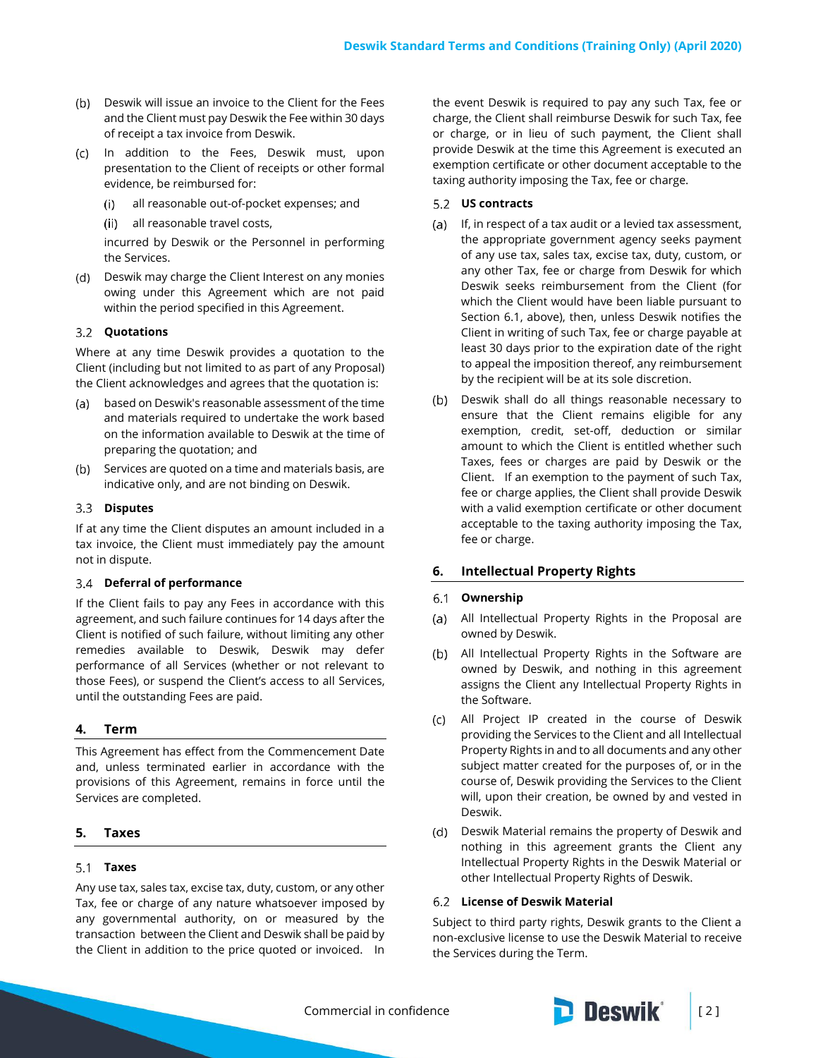(b) Deswik will issue an invoice to the Client for the Fees and the Client must pay Deswik the Fee within 30 days of receipt a tax invoice from Deswik.

(c) In addition to the Fees, Deswik must, upon presentation to the Client of receipts or other formal evidence, be reimbursed for:

(i) all reasonable out-of-pocket expenses; and

(ii) all reasonable travel costs,

incurred by Deswik or the Personnel in performing the Services.

(d) Deswik may charge the Client Interest on any monies owing under this Agreement which are not paid within the period specified in this Agreement.

### 3.2 Quotations

Where at any time Deswik provides a quotation to the Client (including but not limited to as part of any Proposal) the Client acknowledges and agrees that the quotation is:

(a) based on Deswik's reasonable assessment of the time and materials required to undertake the work based on the information available to Deswik at the time of preparing the quotation; and

(b) Services are quoted on a time and materials basis, are indicative only, and are not binding on Deswik.

### 3.3 Disputes

If at any time the Client disputes an amount included in a tax invoice, the Client must immediately pay the amount not in dispute.

### 3.4 Deferral of performance

If the Client fails to pay any Fees in accordance with this agreement, and such failure continues for 14 days after the Client is notified of such failure, without limiting any other remedies available to Deswik, Deswik may defer performance of all Services (whether or not relevant to those Fees), or suspend the Client's access to all Services, until the outstanding Fees are paid.

## 4. Term

This Agreement has effect from the Commencement Date and, unless terminated earlier in accordance with the provisions of this Agreement, remains in force until the Services are completed.

## 5. Taxes

### 5.1 Taxes

Any use tax, sales tax, excise tax, duty, custom, or any other Tax, fee or charge of any nature whatsoever imposed by any governmental authority, on or measured by the transaction between the Client and Deswik shall be paid by the Client in addition to the price quoted or invoiced. In the event Deswik is required to pay any such Tax, fee or charge, the Client shall reimburse Deswik for such Tax, fee or charge, or in lieu of such payment, the Client shall provide Deswik at the time this Agreement is executed an exemption certificate or other document acceptable to the taxing authority imposing the Tax, fee or charge.

### 5.2 US contracts

(a) If, in respect of a tax audit or a levied tax assessment, the appropriate government agency seeks payment of any use tax, sales tax, excise tax, duty, custom, or any other Tax, fee or charge from Deswik for which Deswik seeks reimbursement from the Client (for which the Client would have been liable pursuant to Section 6.1, above), then, unless Deswik notifies the Client in writing of such Tax, fee or charge payable at least 30 days prior to the expiration date of the right to appeal the imposition thereof, any reimbursement by the recipient will be at its sole discretion.

(b) Deswik shall do all things reasonable necessary to ensure that the Client remains eligible for any exemption, credit, set-off, deduction or similar amount to which the Client is entitled whether such Taxes, fees or charges are paid by Deswik or the Client. If an exemption to the payment of such Tax, fee or charge applies, the Client shall provide Deswik with a valid exemption certificate or other document acceptable to the taxing authority imposing the Tax, fee or charge.

## 6. Intellectual Property Rights

### 6.1 Ownership

(a) All Intellectual Property Rights in the Proposal are owned by Deswik.

(b) All Intellectual Property Rights in the Software are owned by Deswik, and nothing in this agreement assigns the Client any Intellectual Property Rights in the Software.

(c) All Project IP created in the course of Deswik providing the Services to the Client and all Intellectual Property Rights in and to all documents and any other subject matter created for the purposes of, or in the course of, Deswik providing the Services to the Client will, upon their creation, be owned by and vested in Deswik.

(d) Deswik Material remains the property of Deswik and nothing in this agreement grants the Client any Intellectual Property Rights in the Deswik Material or other Intellectual Property Rights of Deswik.

### 6.2 License of Deswik Material

Subject to third party rights, Deswik grants to the Client a non-exclusive license to use the Deswik Material to receive the Services during the Term.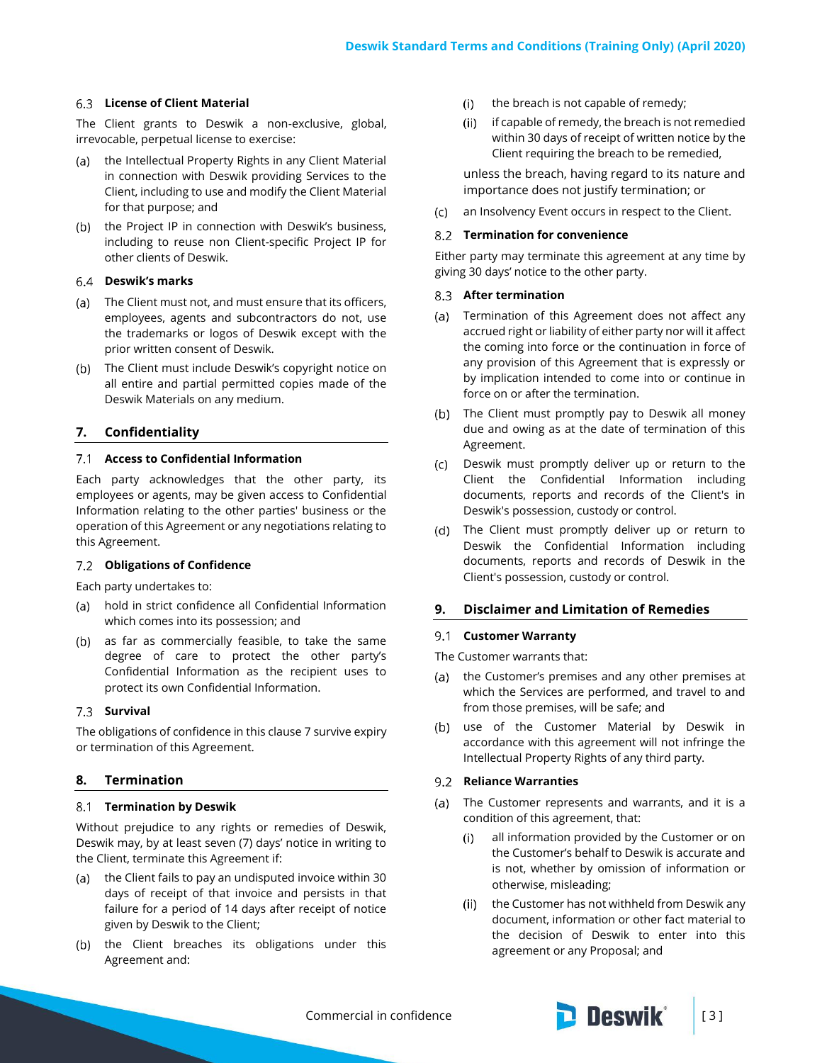### 6.3 License of Client Material

The Client grants to Deswik a non-exclusive, global, irrevocable, perpetual license to exercise:

(a) the Intellectual Property Rights in any Client Material in connection with Deswik providing Services to the Client, including to use and modify the Client Material for that purpose; and

(b) the Project IP in connection with Deswik's business, including to reuse non Client-specific Project IP for other clients of Deswik.

### 6.4 Deswik's marks

(a) The Client must not, and must ensure that its officers, employees, agents and subcontractors do not, use the trademarks or logos of Deswik except with the prior written consent of Deswik.

(b) The Client must include Deswik's copyright notice on all entire and partial permitted copies made of the Deswik Materials on any medium.

## 7. Confidentiality

### 7.1 Access to Confidential Information

Each party acknowledges that the other party, its employees or agents, may be given access to Confidential Information relating to the other parties' business or the operation of this Agreement or any negotiations relating to this Agreement.

### 7.2 Obligations of Confidence

Each party undertakes to:

(a) hold in strict confidence all Confidential Information which comes into its possession; and

(b) as far as commercially feasible, to take the same degree of care to protect the other party's Confidential Information as the recipient uses to protect its own Confidential Information.

### 7.3 Survival

The obligations of confidence in this clause 7 survive expiry or termination of this Agreement.

## 8. Termination

### 8.1 Termination by Deswik

Without prejudice to any rights or remedies of Deswik, Deswik may, by at least seven (7) days' notice in writing to the Client, terminate this Agreement if:

(a) the Client fails to pay an undisputed invoice within 30 days of receipt of that invoice and persists in that failure for a period of 14 days after receipt of notice given by Deswik to the Client;

(b) the Client breaches its obligations under this Agreement and:

  (i) the breach is not capable of remedy;

  (ii) if capable of remedy, the breach is not remedied within 30 days of receipt of written notice by the Client requiring the breach to be remedied,

  unless the breach, having regard to its nature and importance does not justify termination; or

(c) an Insolvency Event occurs in respect to the Client.

### 8.2 Termination for convenience

Either party may terminate this agreement at any time by giving 30 days' notice to the other party.

### 8.3 After termination

(a) Termination of this Agreement does not affect any accrued right or liability of either party nor will it affect the coming into force or the continuation in force of any provision of this Agreement that is expressly or by implication intended to come into or continue in force on or after the termination.

(b) The Client must promptly pay to Deswik all money due and owing as at the date of termination of this Agreement.

(c) Deswik must promptly deliver up or return to the Client the Confidential Information including documents, reports and records of the Client's in Deswik's possession, custody or control.

(d) The Client must promptly deliver up or return to Deswik the Confidential Information including documents, reports and records of Deswik in the Client's possession, custody or control.

## 9. Disclaimer and Limitation of Remedies

### 9.1 Customer Warranty

The Customer warrants that:

(a) the Customer's premises and any other premises at which the Services are performed, and travel to and from those premises, will be safe; and

(b) use of the Customer Material by Deswik in accordance with this agreement will not infringe the Intellectual Property Rights of any third party.

### 9.2 Reliance Warranties

(a) The Customer represents and warrants, and it is a condition of this agreement, that:

  (i) all information provided by the Customer or on the Customer's behalf to Deswik is accurate and is not, whether by omission of information or otherwise, misleading;

  (ii) the Customer has not withheld from Deswik any document, information or other fact material to the decision of Deswik to enter into this agreement or any Proposal; and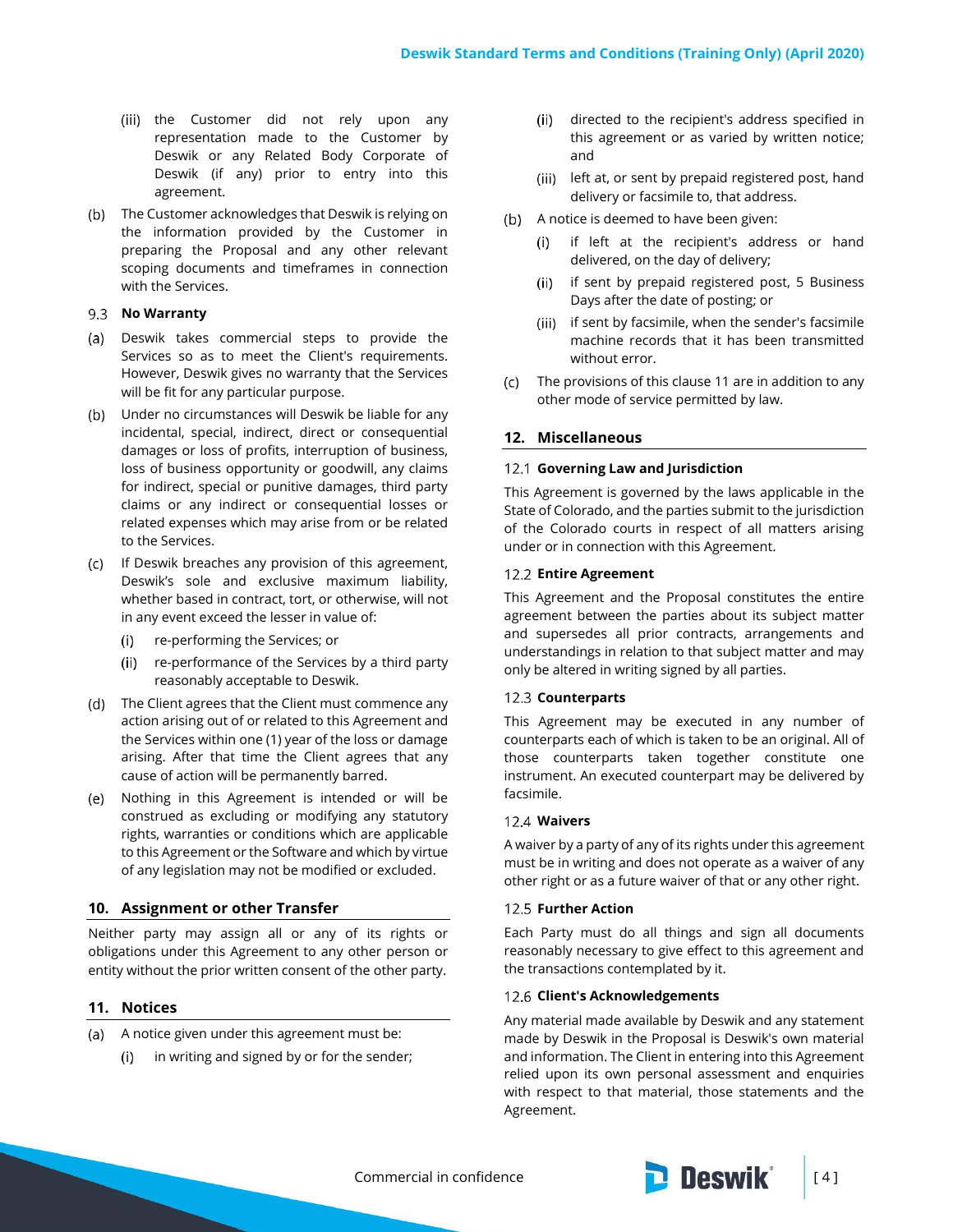(iii) the Customer did not rely upon any representation made to the Customer by Deswik or any Related Body Corporate of Deswik (if any) prior to entry into this agreement.

(b) The Customer acknowledges that Deswik is relying on the information provided by the Customer in preparing the Proposal and any other relevant scoping documents and timeframes in connection with the Services.

### 9.3 No Warranty

(a) Deswik takes commercial steps to provide the Services so as to meet the Client's requirements. However, Deswik gives no warranty that the Services will be fit for any particular purpose.

(b) Under no circumstances will Deswik be liable for any incidental, special, indirect, direct or consequential damages or loss of profits, interruption of business, loss of business opportunity or goodwill, any claims for indirect, special or punitive damages, third party claims or any indirect or consequential losses or related expenses which may arise from or be related to the Services.

(c) If Deswik breaches any provision of this agreement, Deswik's sole and exclusive maximum liability, whether based in contract, tort, or otherwise, will not in any event exceed the lesser in value of:

(i) re-performing the Services; or

(ii) re-performance of the Services by a third party reasonably acceptable to Deswik.

(d) The Client agrees that the Client must commence any action arising out of or related to this Agreement and the Services within one (1) year of the loss or damage arising. After that time the Client agrees that any cause of action will be permanently barred.

(e) Nothing in this Agreement is intended or will be construed as excluding or modifying any statutory rights, warranties or conditions which are applicable to this Agreement or the Software and which by virtue of any legislation may not be modified or excluded.

## 10. Assignment or other Transfer

Neither party may assign all or any of its rights or obligations under this Agreement to any other person or entity without the prior written consent of the other party.

## 11. Notices

(a) A notice given under this agreement must be:

(i) in writing and signed by or for the sender;

(ii) directed to the recipient's address specified in this agreement or as varied by written notice; and

(iii) left at, or sent by prepaid registered post, hand delivery or facsimile to, that address.

(b) A notice is deemed to have been given:

(i) if left at the recipient's address or hand delivered, on the day of delivery;

(ii) if sent by prepaid registered post, 5 Business Days after the date of posting; or

(iii) if sent by facsimile, when the sender's facsimile machine records that it has been transmitted without error.

(c) The provisions of this clause 11 are in addition to any other mode of service permitted by law.

## 12. Miscellaneous

### 12.1 Governing Law and Jurisdiction

This Agreement is governed by the laws applicable in the State of Colorado, and the parties submit to the jurisdiction of the Colorado courts in respect of all matters arising under or in connection with this Agreement.

### 12.2 Entire Agreement

This Agreement and the Proposal constitutes the entire agreement between the parties about its subject matter and supersedes all prior contracts, arrangements and understandings in relation to that subject matter and may only be altered in writing signed by all parties.

### 12.3 Counterparts

This Agreement may be executed in any number of counterparts each of which is taken to be an original. All of those counterparts taken together constitute one instrument. An executed counterpart may be delivered by facsimile.

### 12.4 Waivers

A waiver by a party of any of its rights under this agreement must be in writing and does not operate as a waiver of any other right or as a future waiver of that or any other right.

### 12.5 Further Action

Each Party must do all things and sign all documents reasonably necessary to give effect to this agreement and the transactions contemplated by it.

### 12.6 Client's Acknowledgements

Any material made available by Deswik and any statement made by Deswik in the Proposal is Deswik's own material and information. The Client in entering into this Agreement relied upon its own personal assessment and enquiries with respect to that material, those statements and the Agreement.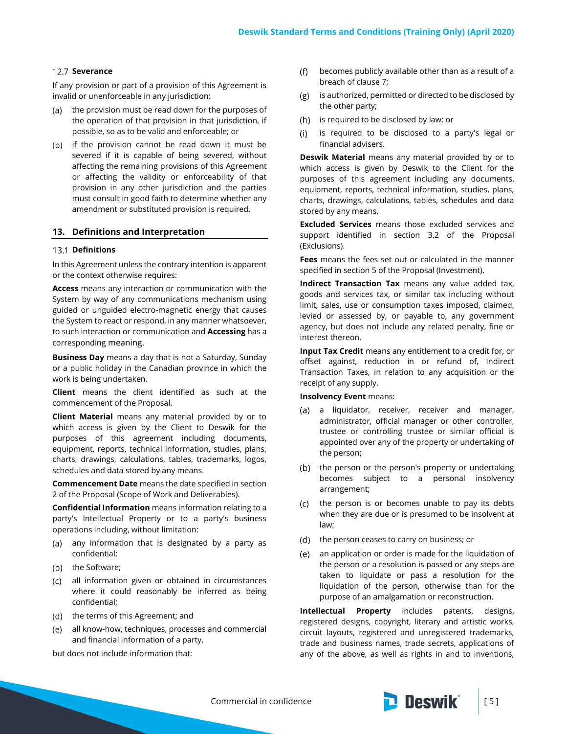### 12.7 Severance

If any provision or part of a provision of this Agreement is invalid or unenforceable in any jurisdiction:

(a) the provision must be read down for the purposes of the operation of that provision in that jurisdiction, if possible, so as to be valid and enforceable; or

(b) if the provision cannot be read down it must be severed if it is capable of being severed, without affecting the remaining provisions of this Agreement or affecting the validity or enforceability of that provision in any other jurisdiction and the parties must consult in good faith to determine whether any amendment or substituted provision is required.

## 13. Definitions and Interpretation

### 13.1 Definitions

In this Agreement unless the contrary intention is apparent or the context otherwise requires:

**Access** means any interaction or communication with the System by way of any communications mechanism using guided or unguided electro-magnetic energy that causes the System to react or respond, in any manner whatsoever, to such interaction or communication and **Accessing** has a corresponding meaning.

**Business Day** means a day that is not a Saturday, Sunday or a public holiday in the Canadian province in which the work is being undertaken.

**Client** means the client identified as such at the commencement of the Proposal.

**Client Material** means any material provided by or to which access is given by the Client to Deswik for the purposes of this agreement including documents, equipment, reports, technical information, studies, plans, charts, drawings, calculations, tables, trademarks, logos, schedules and data stored by any means.

**Commencement Date** means the date specified in section 2 of the Proposal (Scope of Work and Deliverables).

**Confidential Information** means information relating to a party's Intellectual Property or to a party's business operations including, without limitation:

(a) any information that is designated by a party as confidential;

(b) the Software;

(c) all information given or obtained in circumstances where it could reasonably be inferred as being confidential;

(d) the terms of this Agreement; and

(e) all know-how, techniques, processes and commercial and financial information of a party,

but does not include information that:

(f) becomes publicly available other than as a result of a breach of clause 7;

(g) is authorized, permitted or directed to be disclosed by the other party;

(h) is required to be disclosed by law; or

(i) is required to be disclosed to a party's legal or financial advisers.

**Deswik Material** means any material provided by or to which access is given by Deswik to the Client for the purposes of this agreement including any documents, equipment, reports, technical information, studies, plans, charts, drawings, calculations, tables, schedules and data stored by any means.

**Excluded Services** means those excluded services and support identified in section 3.2 of the Proposal (Exclusions).

**Fees** means the fees set out or calculated in the manner specified in section 5 of the Proposal (Investment).

**Indirect Transaction Tax** means any value added tax, goods and services tax, or similar tax including without limit, sales, use or consumption taxes imposed, claimed, levied or assessed by, or payable to, any government agency, but does not include any related penalty, fine or interest thereon.

**Input Tax Credit** means any entitlement to a credit for, or offset against, reduction in or refund of, Indirect Transaction Taxes, in relation to any acquisition or the receipt of any supply.

**Insolvency Event** means:

(a) a liquidator, receiver, receiver and manager, administrator, official manager or other controller, trustee or controlling trustee or similar official is appointed over any of the property or undertaking of the person;

(b) the person or the person's property or undertaking becomes subject to a personal insolvency arrangement;

(c) the person is or becomes unable to pay its debts when they are due or is presumed to be insolvent at law;

(d) the person ceases to carry on business; or

(e) an application or order is made for the liquidation of the person or a resolution is passed or any steps are taken to liquidate or pass a resolution for the liquidation of the person, otherwise than for the purpose of an amalgamation or reconstruction.

**Intellectual Property** includes patents, designs, registered designs, copyright, literary and artistic works, circuit layouts, registered and unregistered trademarks, trade and business names, trade secrets, applications of any of the above, as well as rights in and to inventions,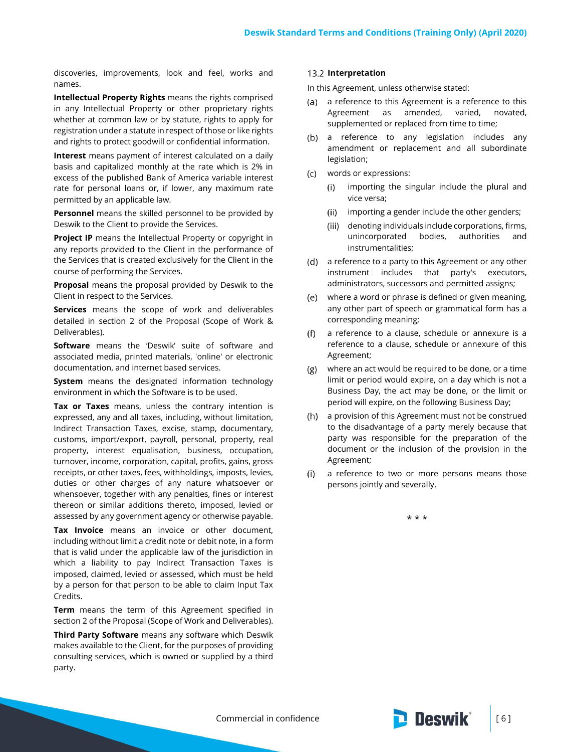discoveries, improvements, look and feel, works and names.

**Intellectual Property Rights** means the rights comprised in any Intellectual Property or other proprietary rights whether at common law or by statute, rights to apply for registration under a statute in respect of those or like rights and rights to protect goodwill or confidential information.

**Interest** means payment of interest calculated on a daily basis and capitalized monthly at the rate which is 2% in excess of the published Bank of America variable interest rate for personal loans or, if lower, any maximum rate permitted by an applicable law.

**Personnel** means the skilled personnel to be provided by Deswik to the Client to provide the Services.

**Project IP** means the Intellectual Property or copyright in any reports provided to the Client in the performance of the Services that is created exclusively for the Client in the course of performing the Services.

**Proposal** means the proposal provided by Deswik to the Client in respect to the Services.

**Services** means the scope of work and deliverables detailed in section 2 of the Proposal (Scope of Work & Deliverables).

**Software** means the 'Deswik' suite of software and associated media, printed materials, 'online' or electronic documentation, and internet based services.

**System** means the designated information technology environment in which the Software is to be used.

**Tax or Taxes** means, unless the contrary intention is expressed, any and all taxes, including, without limitation, Indirect Transaction Taxes, excise, stamp, documentary, customs, import/export, payroll, personal, property, real property, interest equalisation, business, occupation, turnover, income, corporation, capital, profits, gains, gross receipts, or other taxes, fees, withholdings, imposts, levies, duties or other charges of any nature whatsoever or whensoever, together with any penalties, fines or interest thereon or similar additions thereto, imposed, levied or assessed by any government agency or otherwise payable.

**Tax Invoice** means an invoice or other document, including without limit a credit note or debit note, in a form that is valid under the applicable law of the jurisdiction in which a liability to pay Indirect Transaction Taxes is imposed, claimed, levied or assessed, which must be held by a person for that person to be able to claim Input Tax Credits.

**Term** means the term of this Agreement specified in section 2 of the Proposal (Scope of Work and Deliverables).

**Third Party Software** means any software which Deswik makes available to the Client, for the purposes of providing consulting services, which is owned or supplied by a third party.

### 13.2 Interpretation

In this Agreement, unless otherwise stated:

(a) a reference to this Agreement is a reference to this Agreement as amended, varied, novated, supplemented or replaced from time to time;

(b) a reference to any legislation includes any amendment or replacement and all subordinate legislation;

(c) words or expressions:

  (i) importing the singular include the plural and vice versa;

  (ii) importing a gender include the other genders;

  (iii) denoting individuals include corporations, firms, unincorporated bodies, authorities and instrumentalities;

(d) a reference to a party to this Agreement or any other instrument includes that party's executors, administrators, successors and permitted assigns;

(e) where a word or phrase is defined or given meaning, any other part of speech or grammatical form has a corresponding meaning;

(f) a reference to a clause, schedule or annexure is a reference to a clause, schedule or annexure of this Agreement;

(g) where an act would be required to be done, or a time limit or period would expire, on a day which is not a Business Day, the act may be done, or the limit or period will expire, on the following Business Day;

(h) a provision of this Agreement must not be construed to the disadvantage of a party merely because that party was responsible for the preparation of the document or the inclusion of the provision in the Agreement;

(i) a reference to two or more persons means those persons jointly and severally.

* * *